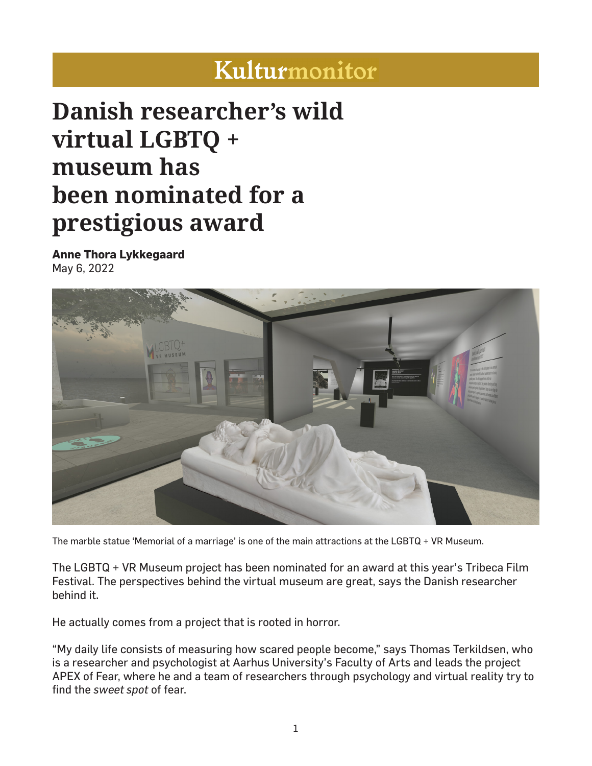Kulturmonitor

# Danish researcher's wild virtual LGBTQ + museum has been nominated for a prestigious award

**Anne Thora Lykkegaard**
May 6, 2022

The marble statue 'Memorial of a marriage' is one of the main attractions at the LGBTQ + VR Museum.

The LGBTQ + VR Museum project has been nominated for an award at this year's Tribeca Film Festival. The perspectives behind the virtual museum are great, says the Danish researcher behind it.

He actually comes from a project that is rooted in horror.

"My daily life consists of measuring how scared people become," says Thomas Terkildsen, who is a researcher and psychologist at Aarhus University's Faculty of Arts and leads the project APEX of Fear, where he and a team of researchers through psychology and virtual reality try to find the *sweet spot* of fear.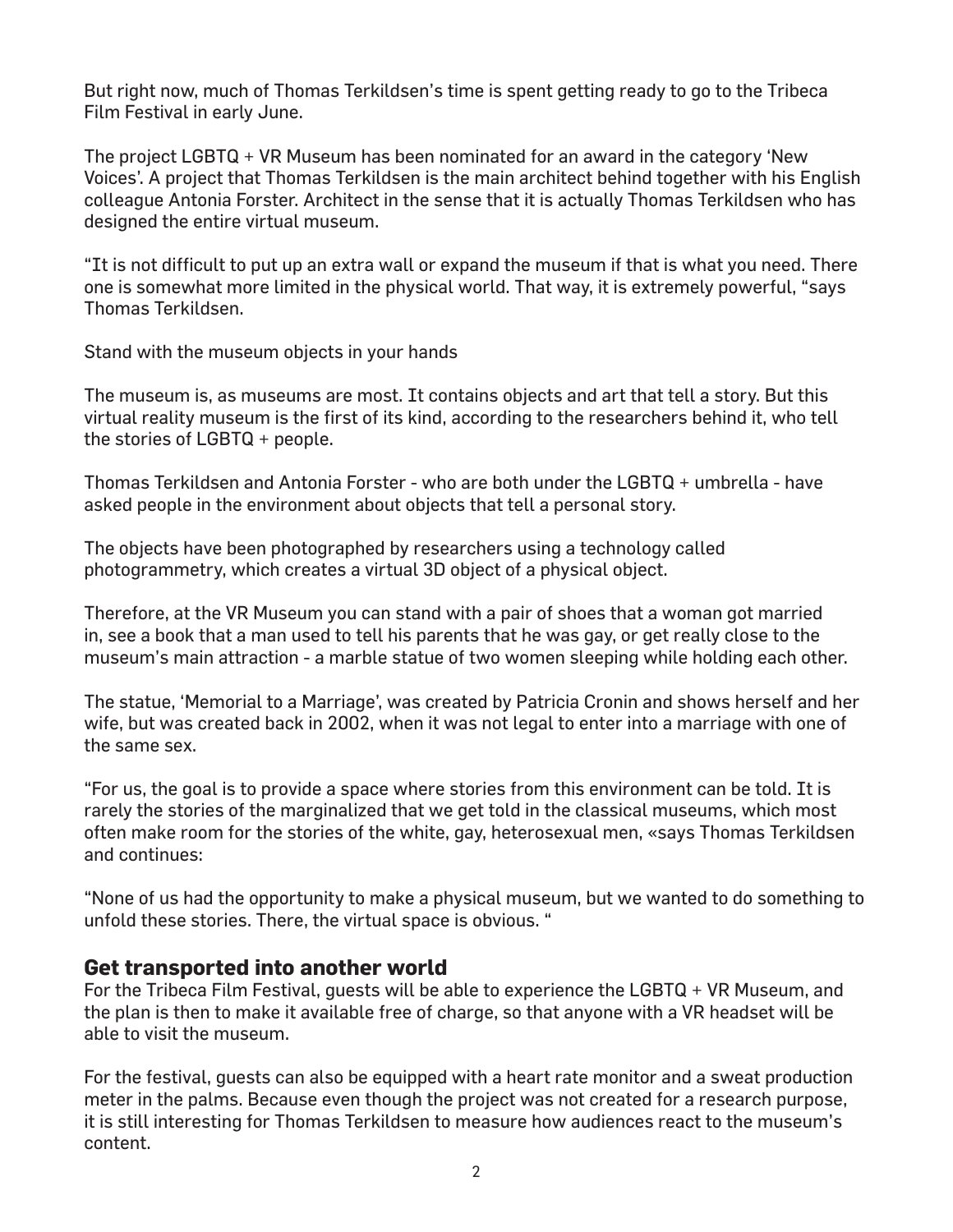But right now, much of Thomas Terkildsen's time is spent getting ready to go to the Tribeca Film Festival in early June.

The project LGBTQ + VR Museum has been nominated for an award in the category 'New Voices'. A project that Thomas Terkildsen is the main architect behind together with his English colleague Antonia Forster. Architect in the sense that it is actually Thomas Terkildsen who has designed the entire virtual museum.

"It is not difficult to put up an extra wall or expand the museum if that is what you need. There one is somewhat more limited in the physical world. That way, it is extremely powerful, "says Thomas Terkildsen.

Stand with the museum objects in your hands

The museum is, as museums are most. It contains objects and art that tell a story. But this virtual reality museum is the first of its kind, according to the researchers behind it, who tell the stories of LGBTQ + people.

Thomas Terkildsen and Antonia Forster - who are both under the LGBTQ + umbrella - have asked people in the environment about objects that tell a personal story.

The objects have been photographed by researchers using a technology called photogrammetry, which creates a virtual 3D object of a physical object.

Therefore, at the VR Museum you can stand with a pair of shoes that a woman got married in, see a book that a man used to tell his parents that he was gay, or get really close to the museum's main attraction - a marble statue of two women sleeping while holding each other.

The statue, 'Memorial to a Marriage', was created by Patricia Cronin and shows herself and her wife, but was created back in 2002, when it was not legal to enter into a marriage with one of the same sex.

"For us, the goal is to provide a space where stories from this environment can be told. It is rarely the stories of the marginalized that we get told in the classical museums, which most often make room for the stories of the white, gay, heterosexual men, «says Thomas Terkildsen and continues:

"None of us had the opportunity to make a physical museum, but we wanted to do something to unfold these stories. There, the virtual space is obvious. "

## Get transported into another world

For the Tribeca Film Festival, guests will be able to experience the LGBTQ + VR Museum, and the plan is then to make it available free of charge, so that anyone with a VR headset will be able to visit the museum.

For the festival, guests can also be equipped with a heart rate monitor and a sweat production meter in the palms. Because even though the project was not created for a research purpose, it is still interesting for Thomas Terkildsen to measure how audiences react to the museum's content.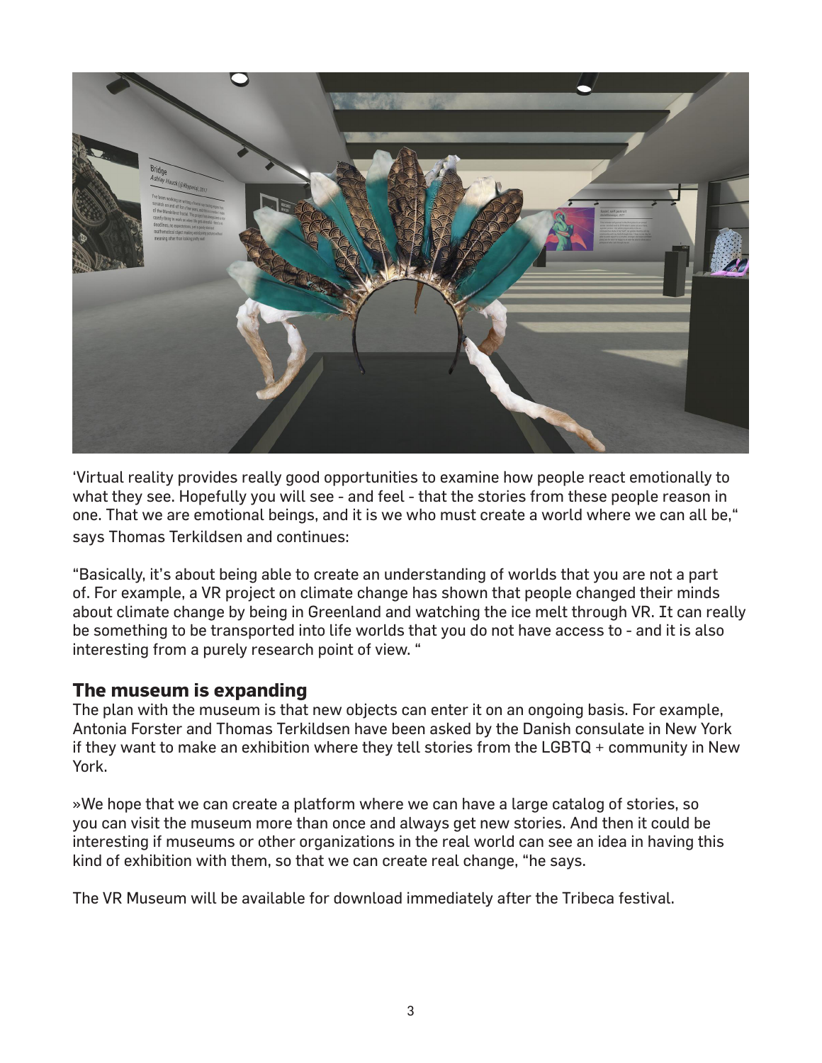'Virtual reality provides really good opportunities to examine how people react emotionally to what they see. Hopefully you will see - and feel - that the stories from these people reason in one. That we are emotional beings, and it is we who must create a world where we can all be," says Thomas Terkildsen and continues:

"Basically, it's about being able to create an understanding of worlds that you are not a part of. For example, a VR project on climate change has shown that people changed their minds about climate change by being in Greenland and watching the ice melt through VR. It can really be something to be transported into life worlds that you do not have access to - and it is also interesting from a purely research point of view. "

## The museum is expanding

The plan with the museum is that new objects can enter it on an ongoing basis. For example, Antonia Forster and Thomas Terkildsen have been asked by the Danish consulate in New York if they want to make an exhibition where they tell stories from the LGBTQ + community in New York.

»We hope that we can create a platform where we can have a large catalog of stories, so you can visit the museum more than once and always get new stories. And then it could be interesting if museums or other organizations in the real world can see an idea in having this kind of exhibition with them, so that we can create real change, "he says.

The VR Museum will be available for download immediately after the Tribeca festival.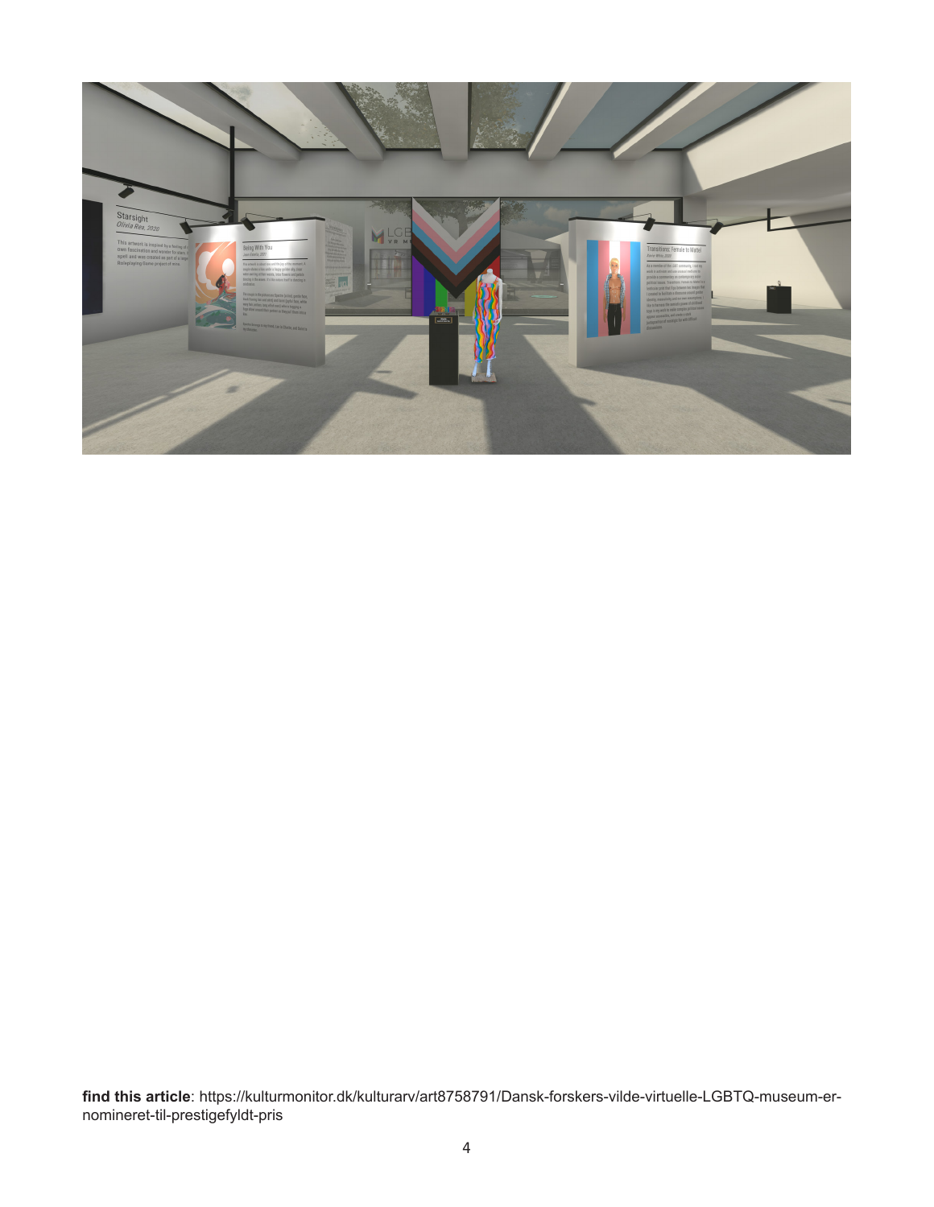**find this article**: https://kulturmonitor.dk/kulturarv/art8758791/Dansk-forskers-vilde-virtuelle-LGBTQ-museum-er-nomineret-til-prestigefyldt-pris